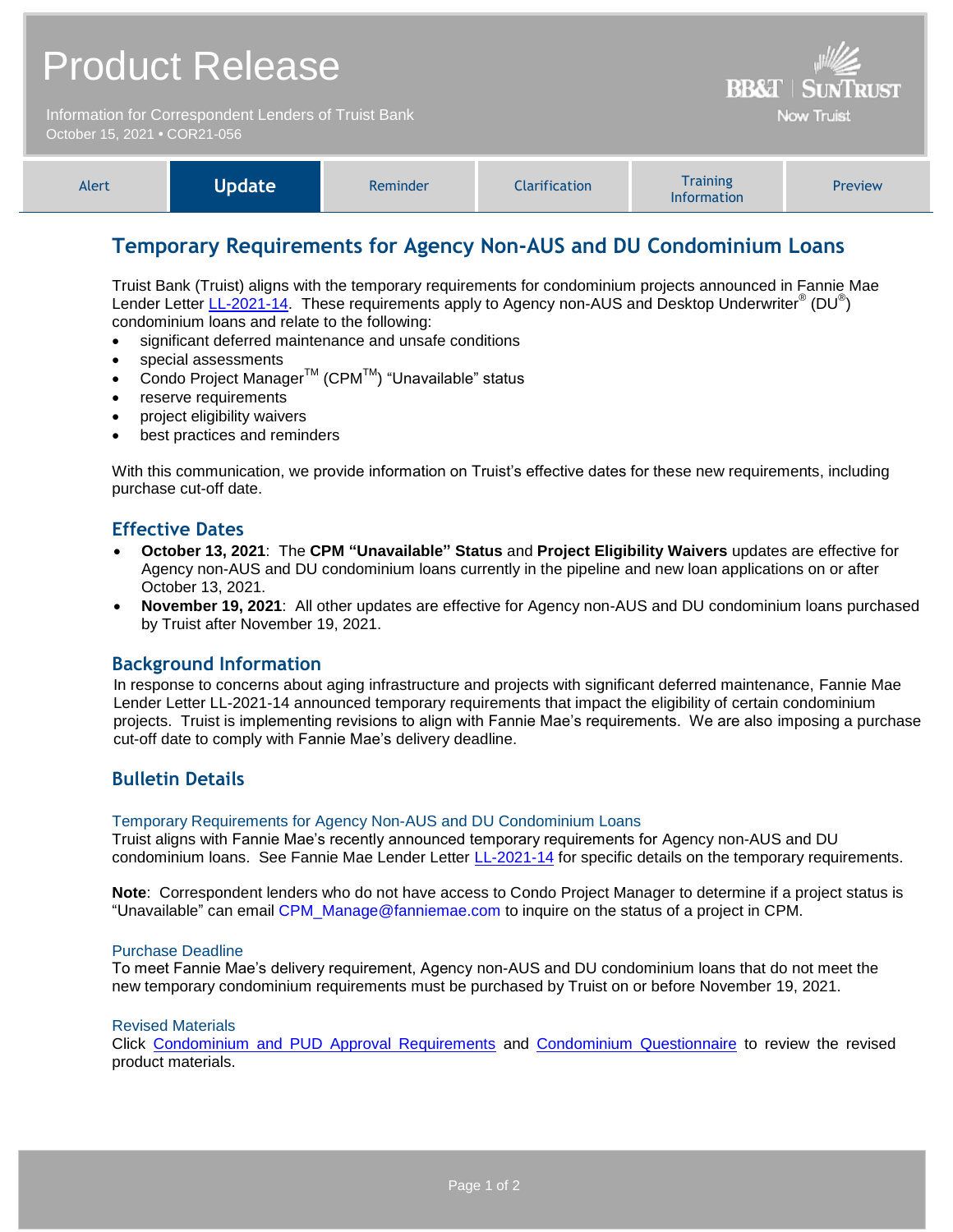# Product Release

Information for Correspondent Lenders of Truist Bank
October 15, 2021 • COR21-056

BB&T | SunTrust
Now Truist

| Alert | **Update** | Reminder | Clarification | Training Information | Preview |
|---|---|---|---|---|---|

## Temporary Requirements for Agency Non-AUS and DU Condominium Loans

Truist Bank (Truist) aligns with the temporary requirements for condominium projects announced in Fannie Mae Lender Letter LL-2021-14. These requirements apply to Agency non-AUS and Desktop Underwriter® (DU®) condominium loans and relate to the following:

- significant deferred maintenance and unsafe conditions
- special assessments
- Condo Project Manager™ (CPM™) "Unavailable" status
- reserve requirements
- project eligibility waivers
- best practices and reminders

With this communication, we provide information on Truist's effective dates for these new requirements, including purchase cut-off date.

### Effective Dates

- **October 13, 2021**: The **CPM "Unavailable" Status** and **Project Eligibility Waivers** updates are effective for Agency non-AUS and DU condominium loans currently in the pipeline and new loan applications on or after October 13, 2021.
- **November 19, 2021**: All other updates are effective for Agency non-AUS and DU condominium loans purchased by Truist after November 19, 2021.

### Background Information

In response to concerns about aging infrastructure and projects with significant deferred maintenance, Fannie Mae Lender Letter LL-2021-14 announced temporary requirements that impact the eligibility of certain condominium projects. Truist is implementing revisions to align with Fannie Mae's requirements. We are also imposing a purchase cut-off date to comply with Fannie Mae's delivery deadline.

### Bulletin Details

#### Temporary Requirements for Agency Non-AUS and DU Condominium Loans

Truist aligns with Fannie Mae's recently announced temporary requirements for Agency non-AUS and DU condominium loans. See Fannie Mae Lender Letter LL-2021-14 for specific details on the temporary requirements.

**Note**: Correspondent lenders who do not have access to Condo Project Manager to determine if a project status is "Unavailable" can email CPM_Manage@fanniemae.com to inquire on the status of a project in CPM.

#### Purchase Deadline

To meet Fannie Mae's delivery requirement, Agency non-AUS and DU condominium loans that do not meet the new temporary condominium requirements must be purchased by Truist on or before November 19, 2021.

#### Revised Materials

Click Condominium and PUD Approval Requirements and Condominium Questionnaire to review the revised product materials.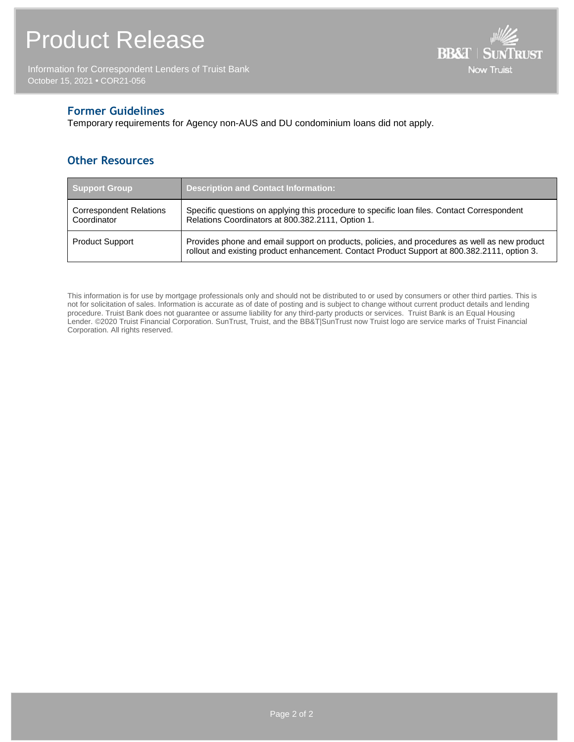## Former Guidelines

Temporary requirements for Agency non-AUS and DU condominium loans did not apply.

## Other Resources

| Support Group | Description and Contact Information: |
| --- | --- |
| Correspondent Relations Coordinator | Specific questions on applying this procedure to specific loan files. Contact Correspondent Relations Coordinators at 800.382.2111, Option 1. |
| Product Support | Provides phone and email support on products, policies, and procedures as well as new product rollout and existing product enhancement. Contact Product Support at 800.382.2111, option 3. |

This information is for use by mortgage professionals only and should not be distributed to or used by consumers or other third parties. This is not for solicitation of sales. Information is accurate as of date of posting and is subject to change without current product details and lending procedure. Truist Bank does not guarantee or assume liability for any third-party products or services. Truist Bank is an Equal Housing Lender. ©2020 Truist Financial Corporation. SunTrust, Truist, and the BB&T|SunTrust now Truist logo are service marks of Truist Financial Corporation. All rights reserved.